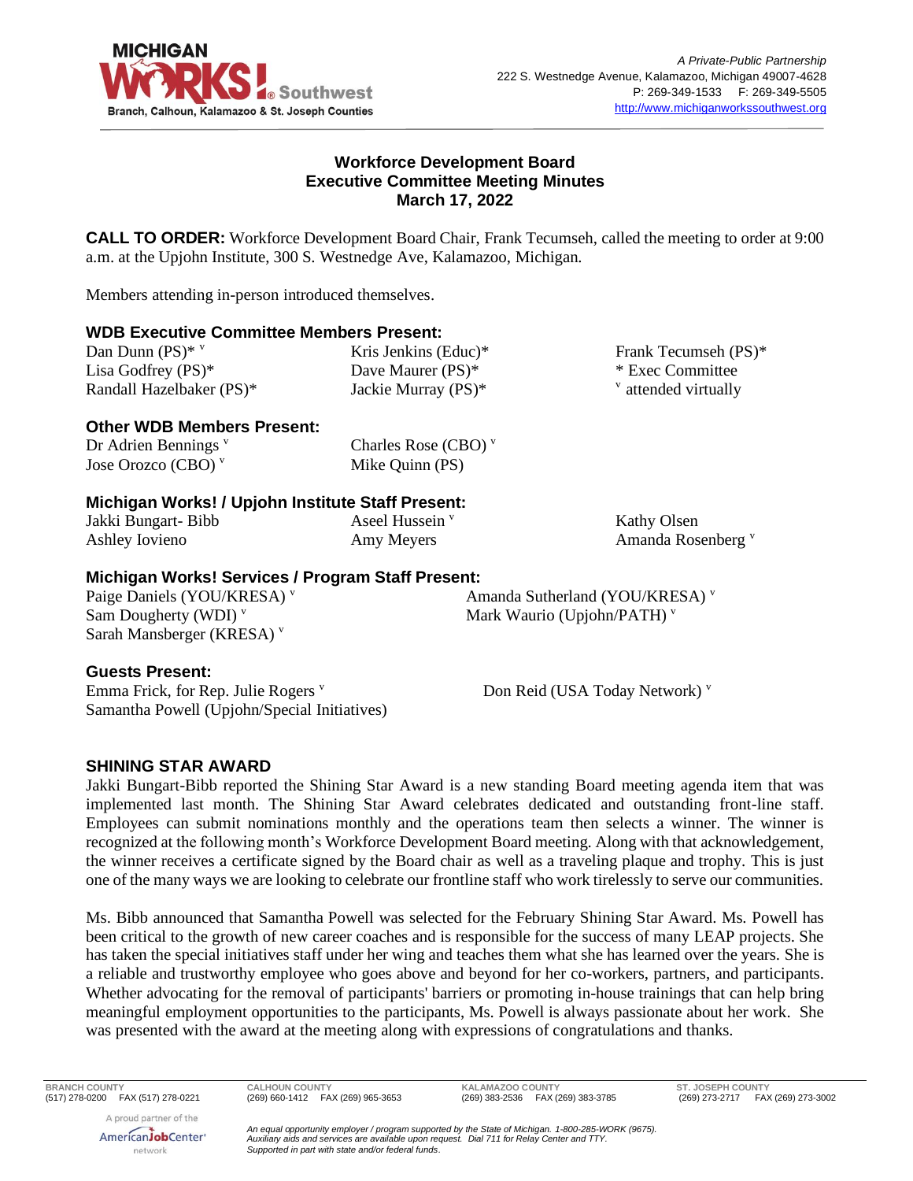**A Private-Public Partnership**
222 S. Westnedge Avenue, Kalamazoo, Michigan 49007-4628
P: 269-349-1533 F: 269-349-5505
http://www.michiganworkssouthwest.org

MICHIGAN WORKS! Southwest
Branch, Calhoun, Kalamazoo & St. Joseph Counties

# Workforce Development Board
## Executive Committee Meeting Minutes
### March 17, 2022

**CALL TO ORDER:** Workforce Development Board Chair, Frank Tecumseh, called the meeting to order at 9:00 a.m. at the Upjohn Institute, 300 S. Westnedge Ave, Kalamazoo, Michigan.

Members attending in-person introduced themselves.

### WDB Executive Committee Members Present:

Dan Dunn (PS)* [v]
Lisa Godfrey (PS)*
Randall Hazelbaker (PS)*
Kris Jenkins (Educ)*
Dave Maurer (PS)*
Jackie Murray (PS)*
Frank Tecumseh (PS)*

\* Exec Committee
[v] attended virtually

### Other WDB Members Present:

Dr Adrien Bennings [v]
Jose Orozco (CBO) [v]
Charles Rose (CBO) [v]
Mike Quinn (PS)

### Michigan Works! / Upjohn Institute Staff Present:

Jakki Bungart- Bibb
Ashley Iovieno
Aseel Hussein [v]
Amy Meyers
Kathy Olsen
Amanda Rosenberg [v]

### Michigan Works! Services / Program Staff Present:

Paige Daniels (YOU/KRESA) [v]
Sam Dougherty (WDI) [v]
Sarah Mansberger (KRESA) [v]
Amanda Sutherland (YOU/KRESA) [v]
Mark Waurio (Upjohn/PATH) [v]

### Guests Present:

Emma Frick, for Rep. Julie Rogers [v]
Samantha Powell (Upjohn/Special Initiatives)
Don Reid (USA Today Network) [v]

### SHINING STAR AWARD

Jakki Bungart-Bibb reported the Shining Star Award is a new standing Board meeting agenda item that was implemented last month. The Shining Star Award celebrates dedicated and outstanding front-line staff. Employees can submit nominations monthly and the operations team then selects a winner. The winner is recognized at the following month's Workforce Development Board meeting. Along with that acknowledgement, the winner receives a certificate signed by the Board chair as well as a traveling plaque and trophy. This is just one of the many ways we are looking to celebrate our frontline staff who work tirelessly to serve our communities.

Ms. Bibb announced that Samantha Powell was selected for the February Shining Star Award. Ms. Powell has been critical to the growth of new career coaches and is responsible for the success of many LEAP projects. She has taken the special initiatives staff under her wing and teaches them what she has learned over the years. She is a reliable and trustworthy employee who goes above and beyond for her co-workers, partners, and participants. Whether advocating for the removal of participants' barriers or promoting in-house trainings that can help bring meaningful employment opportunities to the participants, Ms. Powell is always passionate about her work. She was presented with the award at the meeting along with expressions of congratulations and thanks.

| BRANCH COUNTY | CALHOUN COUNTY | KALAMAZOO COUNTY | ST. JOSEPH COUNTY |
|---|---|---|---|
| (517) 278-0200 FAX (517) 278-0221 | (269) 660-1412 FAX (269) 965-3653 | (269) 383-2536 FAX (269) 383-3785 | (269) 273-2717 FAX (269) 273-3002 |

A proud partner of the AmericanJobCenter network

*An equal opportunity employer / program supported by the State of Michigan. 1-800-285-WORK (9675). Auxiliary aids and services are available upon request. Dial 711 for Relay Center and TTY. Supported in part with state and/or federal funds.*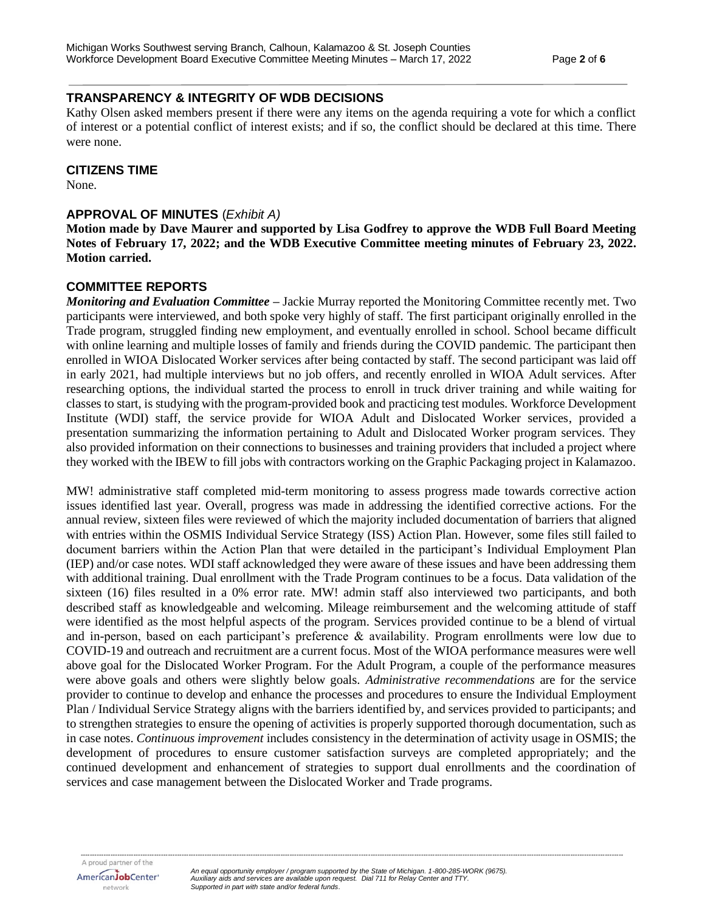## TRANSPARENCY & INTEGRITY OF WDB DECISIONS

Kathy Olsen asked members present if there were any items on the agenda requiring a vote for which a conflict of interest or a potential conflict of interest exists; and if so, the conflict should be declared at this time. There were none.

## CITIZENS TIME

None.

## APPROVAL OF MINUTES (*Exhibit A)*

**Motion made by Dave Maurer and supported by Lisa Godfrey to approve the WDB Full Board Meeting Notes of February 17, 2022; and the WDB Executive Committee meeting minutes of February 23, 2022. Motion carried.**

## COMMITTEE REPORTS

***Monitoring and Evaluation Committee*** – Jackie Murray reported the Monitoring Committee recently met. Two participants were interviewed, and both spoke very highly of staff. The first participant originally enrolled in the Trade program, struggled finding new employment, and eventually enrolled in school. School became difficult with online learning and multiple losses of family and friends during the COVID pandemic. The participant then enrolled in WIOA Dislocated Worker services after being contacted by staff. The second participant was laid off in early 2021, had multiple interviews but no job offers, and recently enrolled in WIOA Adult services. After researching options, the individual started the process to enroll in truck driver training and while waiting for classes to start, is studying with the program-provided book and practicing test modules. Workforce Development Institute (WDI) staff, the service provide for WIOA Adult and Dislocated Worker services, provided a presentation summarizing the information pertaining to Adult and Dislocated Worker program services. They also provided information on their connections to businesses and training providers that included a project where they worked with the IBEW to fill jobs with contractors working on the Graphic Packaging project in Kalamazoo.

MW! administrative staff completed mid-term monitoring to assess progress made towards corrective action issues identified last year. Overall, progress was made in addressing the identified corrective actions. For the annual review, sixteen files were reviewed of which the majority included documentation of barriers that aligned with entries within the OSMIS Individual Service Strategy (ISS) Action Plan. However, some files still failed to document barriers within the Action Plan that were detailed in the participant's Individual Employment Plan (IEP) and/or case notes. WDI staff acknowledged they were aware of these issues and have been addressing them with additional training. Dual enrollment with the Trade Program continues to be a focus. Data validation of the sixteen (16) files resulted in a 0% error rate. MW! admin staff also interviewed two participants, and both described staff as knowledgeable and welcoming. Mileage reimbursement and the welcoming attitude of staff were identified as the most helpful aspects of the program. Services provided continue to be a blend of virtual and in-person, based on each participant's preference & availability. Program enrollments were low due to COVID-19 and outreach and recruitment are a current focus. Most of the WIOA performance measures were well above goal for the Dislocated Worker Program. For the Adult Program, a couple of the performance measures were above goals and others were slightly below goals. *Administrative recommendations* are for the service provider to continue to develop and enhance the processes and procedures to ensure the Individual Employment Plan / Individual Service Strategy aligns with the barriers identified by, and services provided to participants; and to strengthen strategies to ensure the opening of activities is properly supported thorough documentation, such as in case notes. *Continuous improvement* includes consistency in the determination of activity usage in OSMIS; the development of procedures to ensure customer satisfaction surveys are completed appropriately; and the continued development and enhancement of strategies to support dual enrollments and the coordination of services and case management between the Dislocated Worker and Trade programs.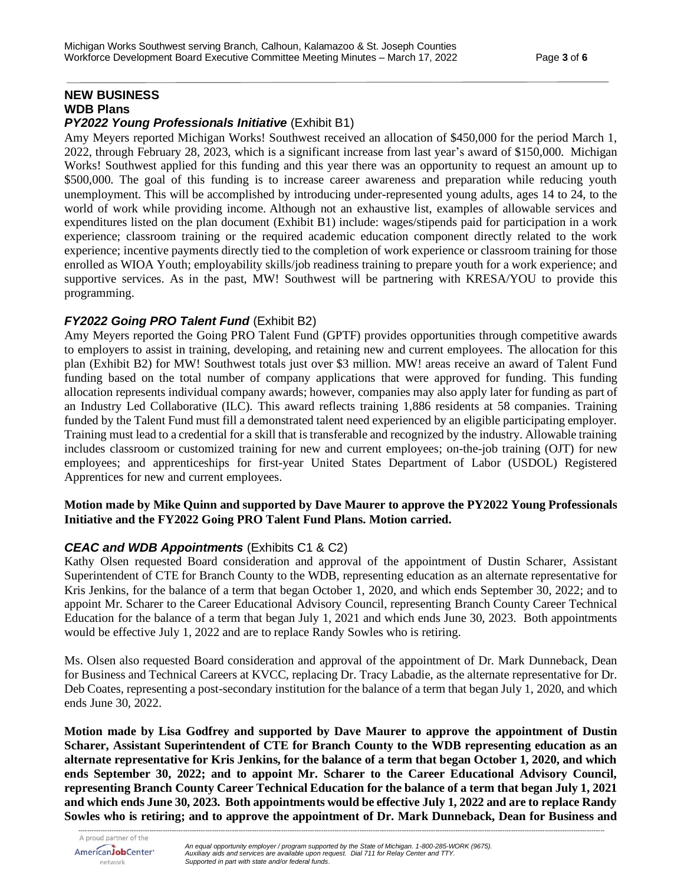## NEW BUSINESS

### WDB Plans

#### ***PY2022 Young Professionals Initiative*** (Exhibit B1)

Amy Meyers reported Michigan Works! Southwest received an allocation of $450,000 for the period March 1, 2022, through February 28, 2023, which is a significant increase from last year's award of $150,000. Michigan Works! Southwest applied for this funding and this year there was an opportunity to request an amount up to $500,000. The goal of this funding is to increase career awareness and preparation while reducing youth unemployment. This will be accomplished by introducing under-represented young adults, ages 14 to 24, to the world of work while providing income. Although not an exhaustive list, examples of allowable services and expenditures listed on the plan document (Exhibit B1) include: wages/stipends paid for participation in a work experience; classroom training or the required academic education component directly related to the work experience; incentive payments directly tied to the completion of work experience or classroom training for those enrolled as WIOA Youth; employability skills/job readiness training to prepare youth for a work experience; and supportive services. As in the past, MW! Southwest will be partnering with KRESA/YOU to provide this programming.

#### ***FY2022 Going PRO Talent Fund*** (Exhibit B2)

Amy Meyers reported the Going PRO Talent Fund (GPTF) provides opportunities through competitive awards to employers to assist in training, developing, and retaining new and current employees. The allocation for this plan (Exhibit B2) for MW! Southwest totals just over $3 million. MW! areas receive an award of Talent Fund funding based on the total number of company applications that were approved for funding. This funding allocation represents individual company awards; however, companies may also apply later for funding as part of an Industry Led Collaborative (ILC). This award reflects training 1,886 residents at 58 companies. Training funded by the Talent Fund must fill a demonstrated talent need experienced by an eligible participating employer. Training must lead to a credential for a skill that is transferable and recognized by the industry. Allowable training includes classroom or customized training for new and current employees; on-the-job training (OJT) for new employees; and apprenticeships for first-year United States Department of Labor (USDOL) Registered Apprentices for new and current employees.

**Motion made by Mike Quinn and supported by Dave Maurer to approve the PY2022 Young Professionals Initiative and the FY2022 Going PRO Talent Fund Plans. Motion carried.**

#### ***CEAC and WDB Appointments*** (Exhibits C1 & C2)

Kathy Olsen requested Board consideration and approval of the appointment of Dustin Scharer, Assistant Superintendent of CTE for Branch County to the WDB, representing education as an alternate representative for Kris Jenkins, for the balance of a term that began October 1, 2020, and which ends September 30, 2022; and to appoint Mr. Scharer to the Career Educational Advisory Council, representing Branch County Career Technical Education for the balance of a term that began July 1, 2021 and which ends June 30, 2023. Both appointments would be effective July 1, 2022 and are to replace Randy Sowles who is retiring.

Ms. Olsen also requested Board consideration and approval of the appointment of Dr. Mark Dunneback, Dean for Business and Technical Careers at KVCC, replacing Dr. Tracy Labadie, as the alternate representative for Dr. Deb Coates, representing a post-secondary institution for the balance of a term that began July 1, 2020, and which ends June 30, 2022.

**Motion made by Lisa Godfrey and supported by Dave Maurer to approve the appointment of Dustin Scharer, Assistant Superintendent of CTE for Branch County to the WDB representing education as an alternate representative for Kris Jenkins, for the balance of a term that began October 1, 2020, and which ends September 30, 2022; and to appoint Mr. Scharer to the Career Educational Advisory Council, representing Branch County Career Technical Education for the balance of a term that began July 1, 2021 and which ends June 30, 2023. Both appointments would be effective July 1, 2022 and are to replace Randy Sowles who is retiring; and to approve the appointment of Dr. Mark Dunneback, Dean for Business and**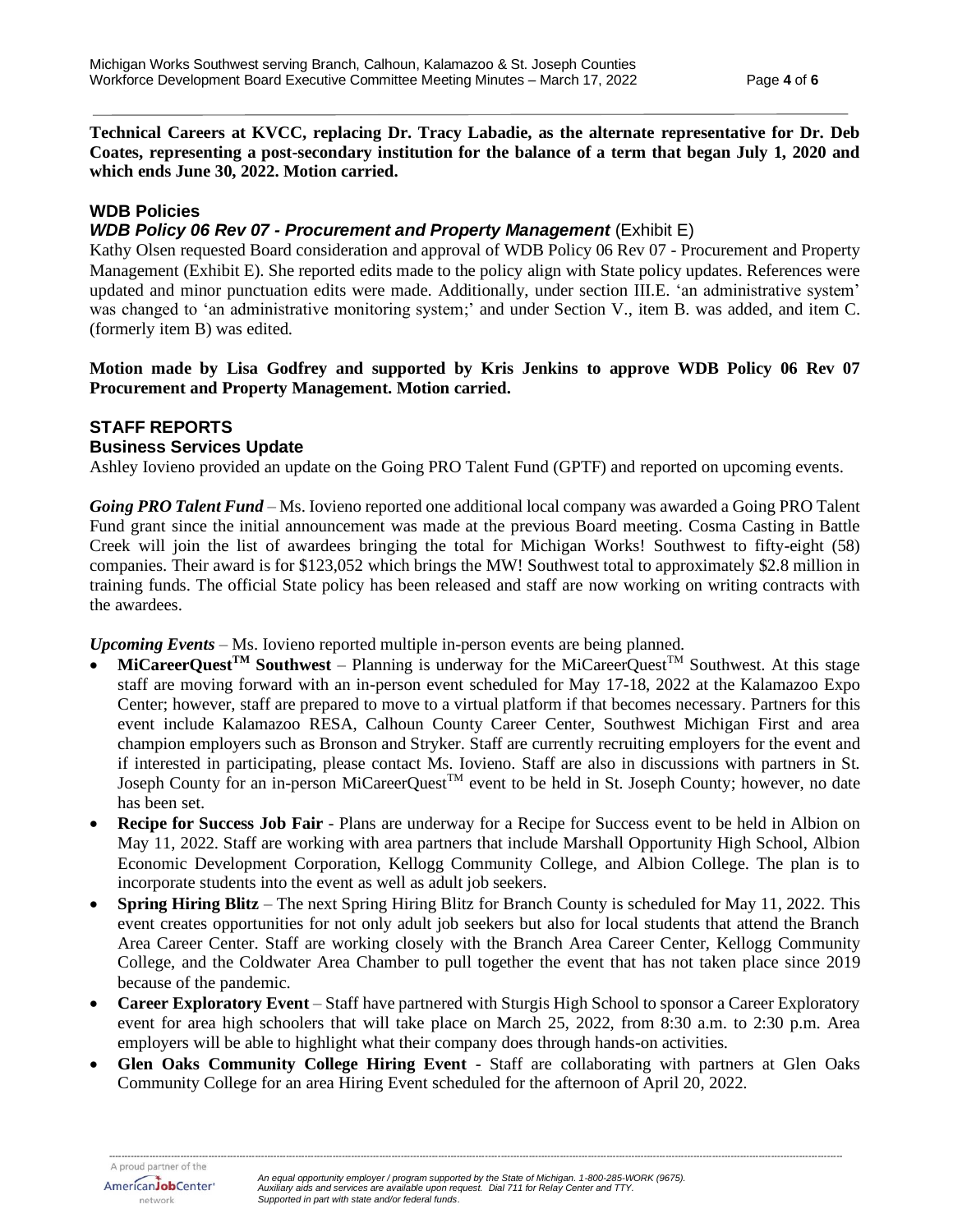**Technical Careers at KVCC, replacing Dr. Tracy Labadie, as the alternate representative for Dr. Deb Coates, representing a post-secondary institution for the balance of a term that began July 1, 2020 and which ends June 30, 2022. Motion carried.**

## WDB Policies

### *WDB Policy 06 Rev 07 - Procurement and Property Management* (Exhibit E)

Kathy Olsen requested Board consideration and approval of WDB Policy 06 Rev 07 - Procurement and Property Management (Exhibit E). She reported edits made to the policy align with State policy updates. References were updated and minor punctuation edits were made. Additionally, under section III.E. 'an administrative system' was changed to 'an administrative monitoring system;' and under Section V., item B. was added, and item C. (formerly item B) was edited.

**Motion made by Lisa Godfrey and supported by Kris Jenkins to approve WDB Policy 06 Rev 07 Procurement and Property Management. Motion carried.**

## STAFF REPORTS

### Business Services Update

Ashley Iovieno provided an update on the Going PRO Talent Fund (GPTF) and reported on upcoming events.

***Going PRO Talent Fund*** – Ms. Iovieno reported one additional local company was awarded a Going PRO Talent Fund grant since the initial announcement was made at the previous Board meeting. Cosma Casting in Battle Creek will join the list of awardees bringing the total for Michigan Works! Southwest to fifty-eight (58) companies. Their award is for $123,052 which brings the MW! Southwest total to approximately $2.8 million in training funds. The official State policy has been released and staff are now working on writing contracts with the awardees.

***Upcoming Events*** – Ms. Iovieno reported multiple in-person events are being planned.

- **MiCareerQuest™ Southwest** – Planning is underway for the MiCareerQuest™ Southwest. At this stage staff are moving forward with an in-person event scheduled for May 17-18, 2022 at the Kalamazoo Expo Center; however, staff are prepared to move to a virtual platform if that becomes necessary. Partners for this event include Kalamazoo RESA, Calhoun County Career Center, Southwest Michigan First and area champion employers such as Bronson and Stryker. Staff are currently recruiting employers for the event and if interested in participating, please contact Ms. Iovieno. Staff are also in discussions with partners in St. Joseph County for an in-person MiCareerQuest™ event to be held in St. Joseph County; however, no date has been set.
- **Recipe for Success Job Fair** - Plans are underway for a Recipe for Success event to be held in Albion on May 11, 2022. Staff are working with area partners that include Marshall Opportunity High School, Albion Economic Development Corporation, Kellogg Community College, and Albion College. The plan is to incorporate students into the event as well as adult job seekers.
- **Spring Hiring Blitz** – The next Spring Hiring Blitz for Branch County is scheduled for May 11, 2022. This event creates opportunities for not only adult job seekers but also for local students that attend the Branch Area Career Center. Staff are working closely with the Branch Area Career Center, Kellogg Community College, and the Coldwater Area Chamber to pull together the event that has not taken place since 2019 because of the pandemic.
- **Career Exploratory Event** – Staff have partnered with Sturgis High School to sponsor a Career Exploratory event for area high schoolers that will take place on March 25, 2022, from 8:30 a.m. to 2:30 p.m. Area employers will be able to highlight what their company does through hands-on activities.
- **Glen Oaks Community College Hiring Event** - Staff are collaborating with partners at Glen Oaks Community College for an area Hiring Event scheduled for the afternoon of April 20, 2022.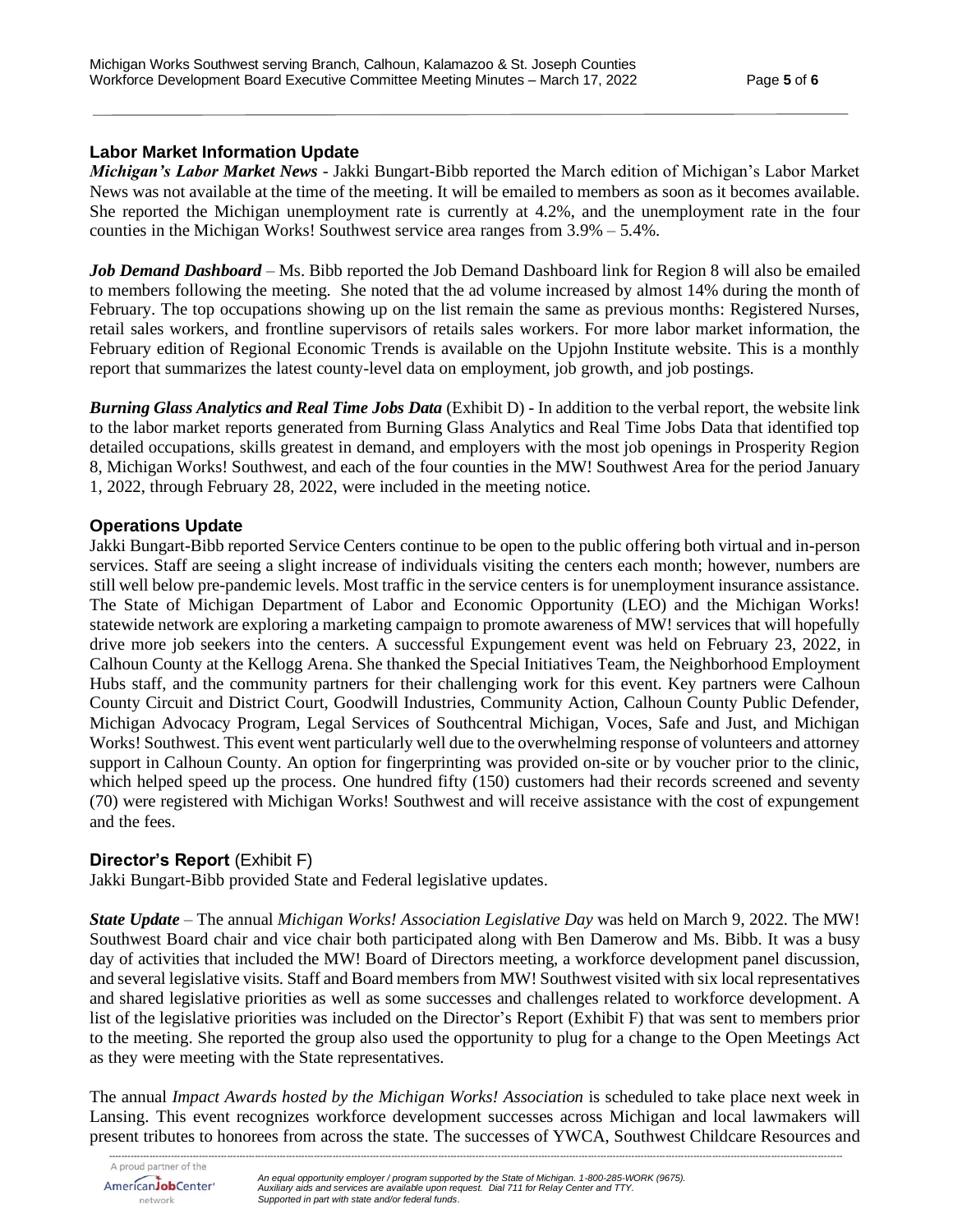## Labor Market Information Update

***Michigan's Labor Market News*** - Jakki Bungart-Bibb reported the March edition of Michigan's Labor Market News was not available at the time of the meeting. It will be emailed to members as soon as it becomes available. She reported the Michigan unemployment rate is currently at 4.2%, and the unemployment rate in the four counties in the Michigan Works! Southwest service area ranges from 3.9% – 5.4%.

***Job Demand Dashboard*** – Ms. Bibb reported the Job Demand Dashboard link for Region 8 will also be emailed to members following the meeting. She noted that the ad volume increased by almost 14% during the month of February. The top occupations showing up on the list remain the same as previous months: Registered Nurses, retail sales workers, and frontline supervisors of retails sales workers. For more labor market information, the February edition of Regional Economic Trends is available on the Upjohn Institute website. This is a monthly report that summarizes the latest county-level data on employment, job growth, and job postings.

***Burning Glass Analytics and Real Time Jobs Data*** (Exhibit D) - In addition to the verbal report, the website link to the labor market reports generated from Burning Glass Analytics and Real Time Jobs Data that identified top detailed occupations, skills greatest in demand, and employers with the most job openings in Prosperity Region 8, Michigan Works! Southwest, and each of the four counties in the MW! Southwest Area for the period January 1, 2022, through February 28, 2022, were included in the meeting notice.

## Operations Update

Jakki Bungart-Bibb reported Service Centers continue to be open to the public offering both virtual and in-person services. Staff are seeing a slight increase of individuals visiting the centers each month; however, numbers are still well below pre-pandemic levels. Most traffic in the service centers is for unemployment insurance assistance. The State of Michigan Department of Labor and Economic Opportunity (LEO) and the Michigan Works! statewide network are exploring a marketing campaign to promote awareness of MW! services that will hopefully drive more job seekers into the centers. A successful Expungement event was held on February 23, 2022, in Calhoun County at the Kellogg Arena. She thanked the Special Initiatives Team, the Neighborhood Employment Hubs staff, and the community partners for their challenging work for this event. Key partners were Calhoun County Circuit and District Court, Goodwill Industries, Community Action, Calhoun County Public Defender, Michigan Advocacy Program, Legal Services of Southcentral Michigan, Voces, Safe and Just, and Michigan Works! Southwest. This event went particularly well due to the overwhelming response of volunteers and attorney support in Calhoun County. An option for fingerprinting was provided on-site or by voucher prior to the clinic, which helped speed up the process. One hundred fifty (150) customers had their records screened and seventy (70) were registered with Michigan Works! Southwest and will receive assistance with the cost of expungement and the fees.

## Director's Report (Exhibit F)

Jakki Bungart-Bibb provided State and Federal legislative updates.

***State Update*** – The annual *Michigan Works! Association Legislative Day* was held on March 9, 2022. The MW! Southwest Board chair and vice chair both participated along with Ben Damerow and Ms. Bibb. It was a busy day of activities that included the MW! Board of Directors meeting, a workforce development panel discussion, and several legislative visits. Staff and Board members from MW! Southwest visited with six local representatives and shared legislative priorities as well as some successes and challenges related to workforce development. A list of the legislative priorities was included on the Director's Report (Exhibit F) that was sent to members prior to the meeting. She reported the group also used the opportunity to plug for a change to the Open Meetings Act as they were meeting with the State representatives.

The annual *Impact Awards hosted by the Michigan Works! Association* is scheduled to take place next week in Lansing. This event recognizes workforce development successes across Michigan and local lawmakers will present tributes to honorees from across the state. The successes of YWCA, Southwest Childcare Resources and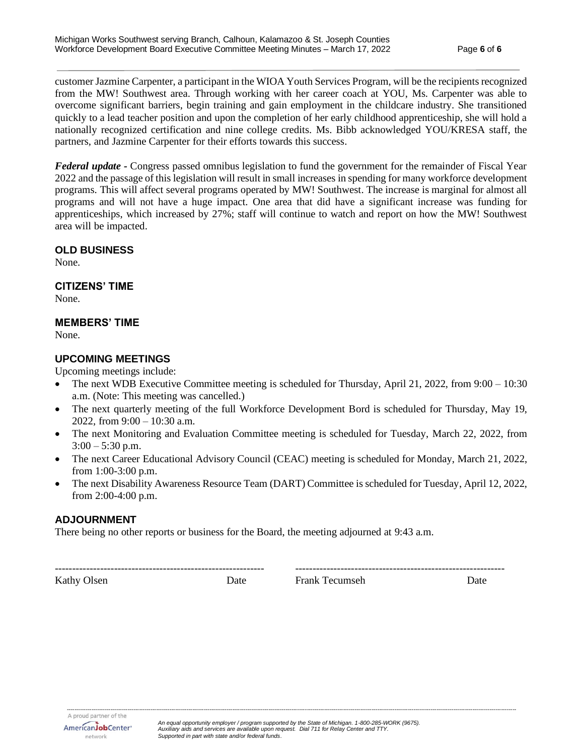customer Jazmine Carpenter, a participant in the WIOA Youth Services Program, will be the recipients recognized from the MW! Southwest area. Through working with her career coach at YOU, Ms. Carpenter was able to overcome significant barriers, begin training and gain employment in the childcare industry. She transitioned quickly to a lead teacher position and upon the completion of her early childhood apprenticeship, she will hold a nationally recognized certification and nine college credits. Ms. Bibb acknowledged YOU/KRESA staff, the partners, and Jazmine Carpenter for their efforts towards this success.

***Federal update*** - Congress passed omnibus legislation to fund the government for the remainder of Fiscal Year 2022 and the passage of this legislation will result in small increases in spending for many workforce development programs. This will affect several programs operated by MW! Southwest. The increase is marginal for almost all programs and will not have a huge impact. One area that did have a significant increase was funding for apprenticeships, which increased by 27%; staff will continue to watch and report on how the MW! Southwest area will be impacted.

## OLD BUSINESS

None.

## CITIZENS' TIME

None.

## MEMBERS' TIME

None.

## UPCOMING MEETINGS

Upcoming meetings include:

- The next WDB Executive Committee meeting is scheduled for Thursday, April 21, 2022, from 9:00 – 10:30 a.m. (Note: This meeting was cancelled.)
- The next quarterly meeting of the full Workforce Development Bord is scheduled for Thursday, May 19, 2022, from 9:00 – 10:30 a.m.
- The next Monitoring and Evaluation Committee meeting is scheduled for Tuesday, March 22, 2022, from 3:00 – 5:30 p.m.
- The next Career Educational Advisory Council (CEAC) meeting is scheduled for Monday, March 21, 2022, from 1:00-3:00 p.m.
- The next Disability Awareness Resource Team (DART) Committee is scheduled for Tuesday, April 12, 2022, from 2:00-4:00 p.m.

## ADJOURNMENT

There being no other reports or business for the Board, the meeting adjourned at 9:43 a.m.

---

Kathy Olsen    Date

---

Frank Tecumseh    Date

A proud partner of the AmericanJobCenter network

*An equal opportunity employer / program supported by the State of Michigan. 1-800-285-WORK (9675). Auxiliary aids and services are available upon request. Dial 711 for Relay Center and TTY. Supported in part with state and/or federal funds.*